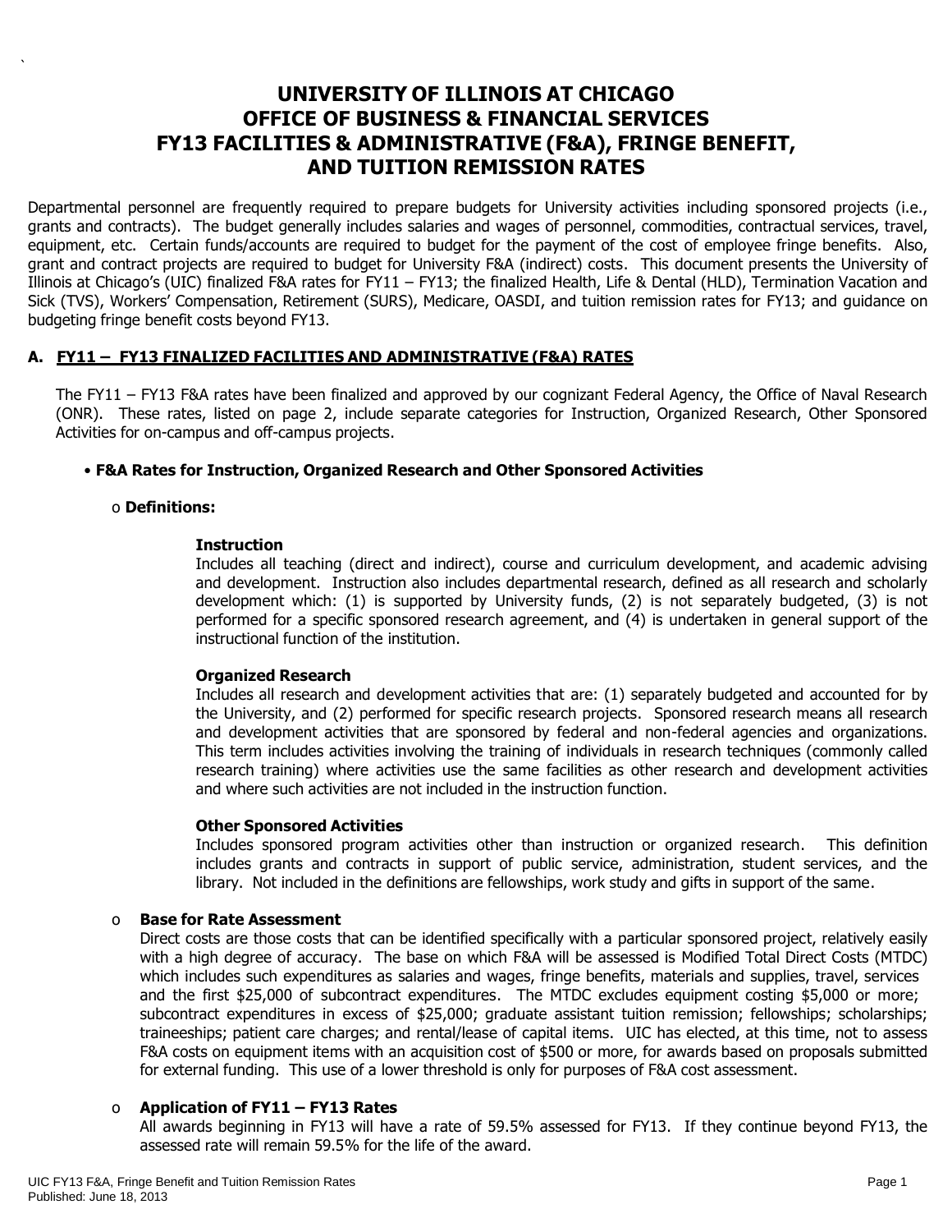# UNIVERSITY OF ILLINOIS AT CHICAGO
# OFFICE OF BUSINESS & FINANCIAL SERVICES
# FY13 FACILITIES & ADMINISTRATIVE (F&A), FRINGE BENEFIT, AND TUITION REMISSION RATES

Departmental personnel are frequently required to prepare budgets for University activities including sponsored projects (i.e., grants and contracts). The budget generally includes salaries and wages of personnel, commodities, contractual services, travel, equipment, etc. Certain funds/accounts are required to budget for the payment of the cost of employee fringe benefits. Also, grant and contract projects are required to budget for University F&A (indirect) costs. This document presents the University of Illinois at Chicago's (UIC) finalized F&A rates for FY11 – FY13; the finalized Health, Life & Dental (HLD), Termination Vacation and Sick (TVS), Workers' Compensation, Retirement (SURS), Medicare, OASDI, and tuition remission rates for FY13; and guidance on budgeting fringe benefit costs beyond FY13.

## A. FY11 – FY13 FINALIZED FACILITIES AND ADMINISTRATIVE (F&A) RATES

The FY11 – FY13 F&A rates have been finalized and approved by our cognizant Federal Agency, the Office of Naval Research (ONR). These rates, listed on page 2, include separate categories for Instruction, Organized Research, Other Sponsored Activities for on-campus and off-campus projects.

- **F&A Rates for Instruction, Organized Research and Other Sponsored Activities**
  - **Definitions:**

    **Instruction**
    Includes all teaching (direct and indirect), course and curriculum development, and academic advising and development. Instruction also includes departmental research, defined as all research and scholarly development which: (1) is supported by University funds, (2) is not separately budgeted, (3) is not performed for a specific sponsored research agreement, and (4) is undertaken in general support of the instructional function of the institution.

    **Organized Research**
    Includes all research and development activities that are: (1) separately budgeted and accounted for by the University, and (2) performed for specific research projects. Sponsored research means all research and development activities that are sponsored by federal and non-federal agencies and organizations. This term includes activities involving the training of individuals in research techniques (commonly called research training) where activities use the same facilities as other research and development activities and where such activities are not included in the instruction function.

    **Other Sponsored Activities**
    Includes sponsored program activities other than instruction or organized research. This definition includes grants and contracts in support of public service, administration, student services, and the library. Not included in the definitions are fellowships, work study and gifts in support of the same.

  - **Base for Rate Assessment**
    Direct costs are those costs that can be identified specifically with a particular sponsored project, relatively easily with a high degree of accuracy. The base on which F&A will be assessed is Modified Total Direct Costs (MTDC) which includes such expenditures as salaries and wages, fringe benefits, materials and supplies, travel, services and the first $25,000 of subcontract expenditures. The MTDC excludes equipment costing $5,000 or more; subcontract expenditures in excess of $25,000; graduate assistant tuition remission; fellowships; scholarships; traineeships; patient care charges; and rental/lease of capital items. UIC has elected, at this time, not to assess F&A costs on equipment items with an acquisition cost of $500 or more, for awards based on proposals submitted for external funding. This use of a lower threshold is only for purposes of F&A cost assessment.

  - **Application of FY11 – FY13 Rates**
    All awards beginning in FY13 will have a rate of 59.5% assessed for FY13. If they continue beyond FY13, the assessed rate will remain 59.5% for the life of the award.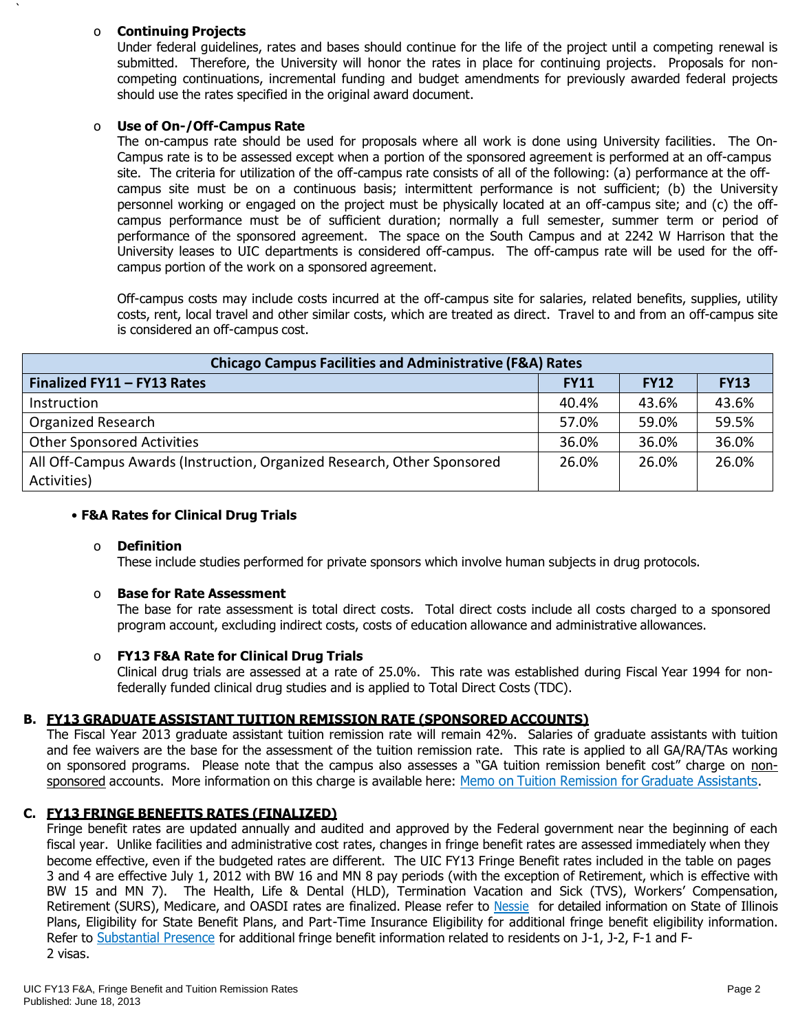- **Continuing Projects**

  Under federal guidelines, rates and bases should continue for the life of the project until a competing renewal is submitted. Therefore, the University will honor the rates in place for continuing projects. Proposals for non-competing continuations, incremental funding and budget amendments for previously awarded federal projects should use the rates specified in the original award document.

- **Use of On-/Off-Campus Rate**

  The on-campus rate should be used for proposals where all work is done using University facilities. The On-Campus rate is to be assessed except when a portion of the sponsored agreement is performed at an off-campus site. The criteria for utilization of the off-campus rate consists of all of the following: (a) performance at the off-campus site must be on a continuous basis; intermittent performance is not sufficient; (b) the University personnel working or engaged on the project must be physically located at an off-campus site; and (c) the off-campus performance must be of sufficient duration; normally a full semester, summer term or period of performance of the sponsored agreement. The space on the South Campus and at 2242 W Harrison that the University leases to UIC departments is considered off-campus. The off-campus rate will be used for the off-campus portion of the work on a sponsored agreement.

  Off-campus costs may include costs incurred at the off-campus site for salaries, related benefits, supplies, utility costs, rent, local travel and other similar costs, which are treated as direct. Travel to and from an off-campus site is considered an off-campus cost.

| Chicago Campus Facilities and Administrative (F&A) Rates | | | |
|---|---|---|---|
| **Finalized FY11 – FY13 Rates** | **FY11** | **FY12** | **FY13** |
| Instruction | 40.4% | 43.6% | 43.6% |
| Organized Research | 57.0% | 59.0% | 59.5% |
| Other Sponsored Activities | 36.0% | 36.0% | 36.0% |
| All Off-Campus Awards (Instruction, Organized Research, Other Sponsored Activities) | 26.0% | 26.0% | 26.0% |

- **F&A Rates for Clinical Drug Trials**

  - **Definition**

    These include studies performed for private sponsors which involve human subjects in drug protocols.

  - **Base for Rate Assessment**

    The base for rate assessment is total direct costs. Total direct costs include all costs charged to a sponsored program account, excluding indirect costs, costs of education allowance and administrative allowances.

  - **FY13 F&A Rate for Clinical Drug Trials**

    Clinical drug trials are assessed at a rate of 25.0%. This rate was established during Fiscal Year 1994 for non-federally funded clinical drug studies and is applied to Total Direct Costs (TDC).

## B. FY13 GRADUATE ASSISTANT TUITION REMISSION RATE (SPONSORED ACCOUNTS)

The Fiscal Year 2013 graduate assistant tuition remission rate will remain 42%. Salaries of graduate assistants with tuition and fee waivers are the base for the assessment of the tuition remission rate. This rate is applied to all GA/RA/TAs working on sponsored programs. Please note that the campus also assesses a "GA tuition remission benefit cost" charge on non-sponsored accounts. More information on this charge is available here: Memo on Tuition Remission for Graduate Assistants.

## C. FY13 FRINGE BENEFITS RATES (FINALIZED)

Fringe benefit rates are updated annually and audited and approved by the Federal government near the beginning of each fiscal year. Unlike facilities and administrative cost rates, changes in fringe benefit rates are assessed immediately when they become effective, even if the budgeted rates are different. The UIC FY13 Fringe Benefit rates included in the table on pages 3 and 4 are effective July 1, 2012 with BW 16 and MN 8 pay periods (with the exception of Retirement, which is effective with BW 15 and MN 7). The Health, Life & Dental (HLD), Termination Vacation and Sick (TVS), Workers' Compensation, Retirement (SURS), Medicare, and OASDI rates are finalized. Please refer to Nessie for detailed information on State of Illinois Plans, Eligibility for State Benefit Plans, and Part-Time Insurance Eligibility for additional fringe benefit eligibility information. Refer to Substantial Presence for additional fringe benefit information related to residents on J-1, J-2, F-1 and F-2 visas.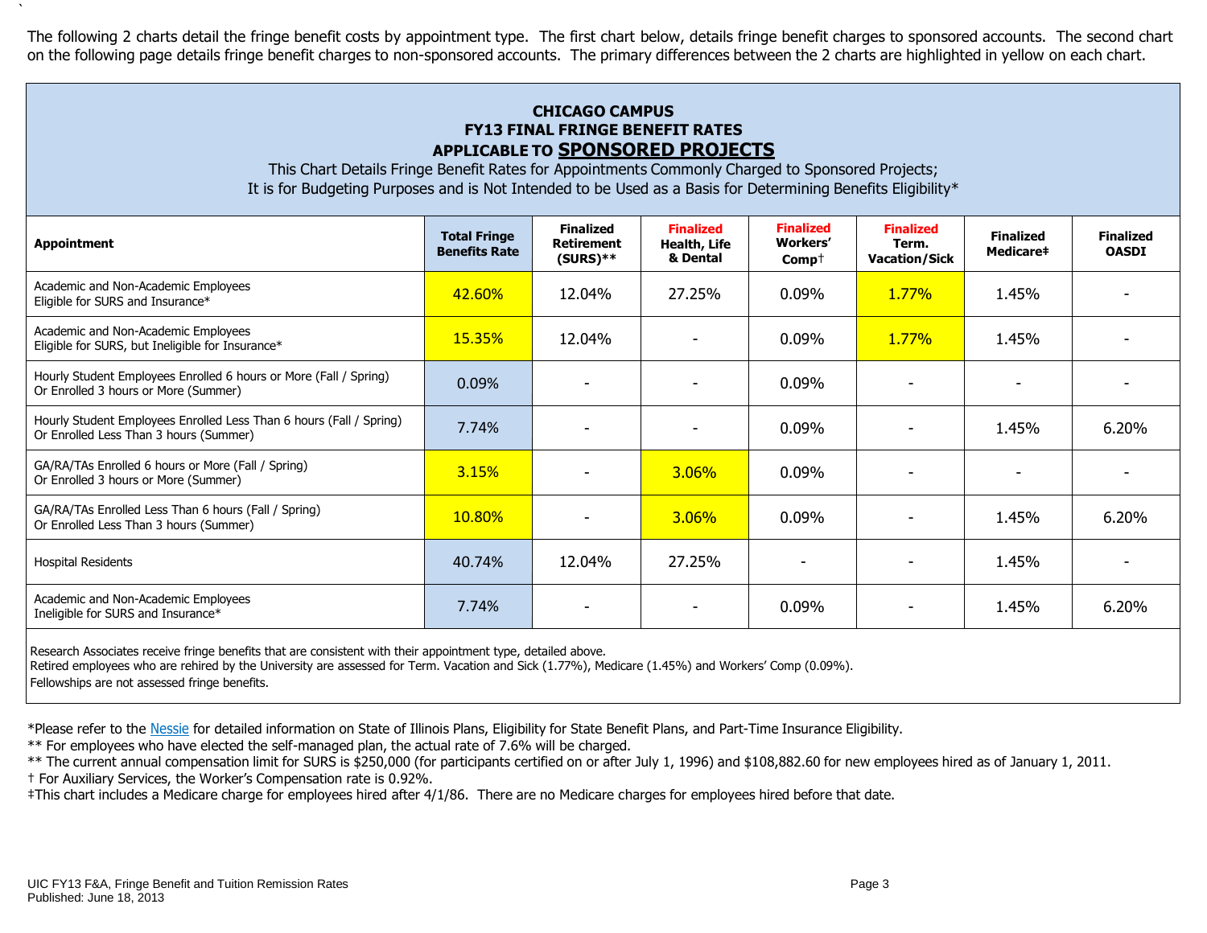The following 2 charts detail the fringe benefit costs by appointment type. The first chart below, details fringe benefit charges to sponsored accounts. The second chart on the following page details fringe benefit charges to non-sponsored accounts. The primary differences between the 2 charts are highlighted in yellow on each chart.

## CHICAGO CAMPUS
## FY13 FINAL FRINGE BENEFIT RATES
## APPLICABLE TO SPONSORED PROJECTS

This Chart Details Fringe Benefit Rates for Appointments Commonly Charged to Sponsored Projects;
It is for Budgeting Purposes and is Not Intended to be Used as a Basis for Determining Benefits Eligibility*

| Appointment | Total Fringe Benefits Rate | Finalized Retirement (SURS)** | Finalized Health, Life & Dental | Finalized Workers' Comp† | Finalized Term. Vacation/Sick | Finalized Medicare‡ | Finalized OASDI |
|---|---|---|---|---|---|---|---|
| Academic and Non-Academic Employees Eligible for SURS and Insurance* | 42.60% | 12.04% | 27.25% | 0.09% | 1.77% | 1.45% | - |
| Academic and Non-Academic Employees Eligible for SURS, but Ineligible for Insurance* | 15.35% | 12.04% | - | 0.09% | 1.77% | 1.45% | - |
| Hourly Student Employees Enrolled 6 hours or More (Fall / Spring) Or Enrolled 3 hours or More (Summer) | 0.09% | - | - | 0.09% | - | - | - |
| Hourly Student Employees Enrolled Less Than 6 hours (Fall / Spring) Or Enrolled Less Than 3 hours (Summer) | 7.74% | - | - | 0.09% | - | 1.45% | 6.20% |
| GA/RA/TAs Enrolled 6 hours or More (Fall / Spring) Or Enrolled 3 hours or More (Summer) | 3.15% | - | 3.06% | 0.09% | - | - | - |
| GA/RA/TAs Enrolled Less Than 6 hours (Fall / Spring) Or Enrolled Less Than 3 hours (Summer) | 10.80% | - | 3.06% | 0.09% | - | 1.45% | 6.20% |
| Hospital Residents | 40.74% | 12.04% | 27.25% | - | - | 1.45% | - |
| Academic and Non-Academic Employees Ineligible for SURS and Insurance* | 7.74% | - | - | 0.09% | - | 1.45% | 6.20% |

Research Associates receive fringe benefits that are consistent with their appointment type, detailed above.
Retired employees who are rehired by the University are assessed for Term. Vacation and Sick (1.77%), Medicare (1.45%) and Workers' Comp (0.09%).
Fellowships are not assessed fringe benefits.

*Please refer to the Nessie for detailed information on State of Illinois Plans, Eligibility for State Benefit Plans, and Part-Time Insurance Eligibility.
** For employees who have elected the self-managed plan, the actual rate of 7.6% will be charged.
** The current annual compensation limit for SURS is $250,000 (for participants certified on or after July 1, 1996) and $108,882.60 for new employees hired as of January 1, 2011.
† For Auxiliary Services, the Worker's Compensation rate is 0.92%.
‡This chart includes a Medicare charge for employees hired after 4/1/86. There are no Medicare charges for employees hired before that date.

UIC FY13 F&A, Fringe Benefit and Tuition Remission Rates
Published: June 18, 2013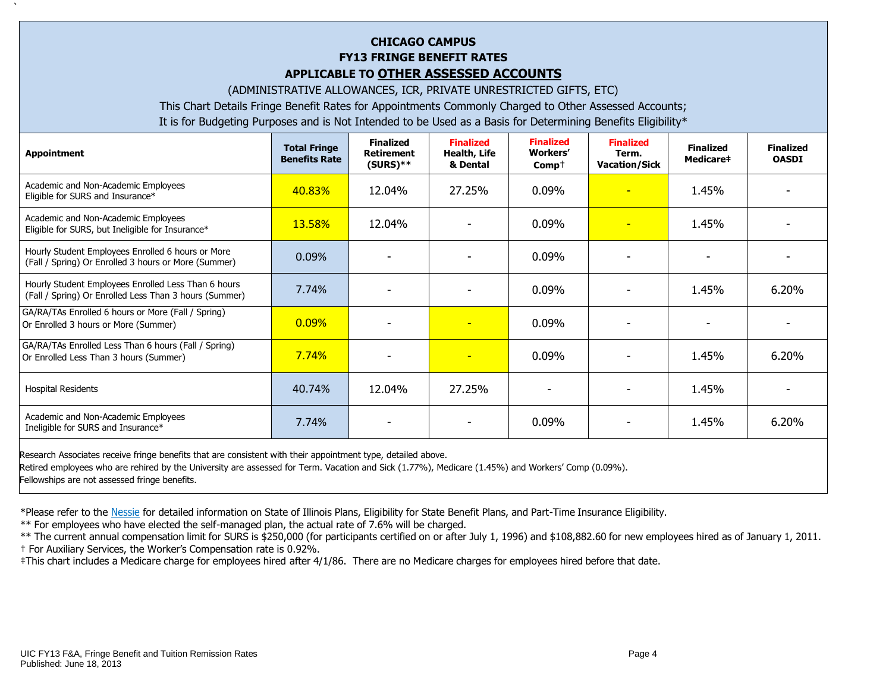**CHICAGO CAMPUS**
**FY13 FRINGE BENEFIT RATES**
**APPLICABLE TO OTHER ASSESSED ACCOUNTS**

(ADMINISTRATIVE ALLOWANCES, ICR, PRIVATE UNRESTRICTED GIFTS, ETC)

This Chart Details Fringe Benefit Rates for Appointments Commonly Charged to Other Assessed Accounts;
It is for Budgeting Purposes and is Not Intended to be Used as a Basis for Determining Benefits Eligibility*

| Appointment | Total Fringe Benefits Rate | Finalized Retirement (SURS)** | Finalized Health, Life & Dental | Finalized Workers' Comp† | Finalized Term. Vacation/Sick | Finalized Medicare‡ | Finalized OASDI |
|---|---|---|---|---|---|---|---|
| Academic and Non-Academic Employees Eligible for SURS and Insurance* | 40.83% | 12.04% | 27.25% | 0.09% | - | 1.45% | - |
| Academic and Non-Academic Employees Eligible for SURS, but Ineligible for Insurance* | 13.58% | 12.04% | - | 0.09% | - | 1.45% | - |
| Hourly Student Employees Enrolled 6 hours or More (Fall / Spring) Or Enrolled 3 hours or More (Summer) | 0.09% | - | - | 0.09% | - | - | - |
| Hourly Student Employees Enrolled Less Than 6 hours (Fall / Spring) Or Enrolled Less Than 3 hours (Summer) | 7.74% | - | - | 0.09% | - | 1.45% | 6.20% |
| GA/RA/TAs Enrolled 6 hours or More (Fall / Spring) Or Enrolled 3 hours or More (Summer) | 0.09% | - | - | 0.09% | - | - | - |
| GA/RA/TAs Enrolled Less Than 6 hours (Fall / Spring) Or Enrolled Less Than 3 hours (Summer) | 7.74% | - | - | 0.09% | - | 1.45% | 6.20% |
| Hospital Residents | 40.74% | 12.04% | 27.25% | - | - | 1.45% | - |
| Academic and Non-Academic Employees Ineligible for SURS and Insurance* | 7.74% | - | - | 0.09% | - | 1.45% | 6.20% |

Research Associates receive fringe benefits that are consistent with their appointment type, detailed above.
Retired employees who are rehired by the University are assessed for Term. Vacation and Sick (1.77%), Medicare (1.45%) and Workers' Comp (0.09%).
Fellowships are not assessed fringe benefits.

*Please refer to the Nessie for detailed information on State of Illinois Plans, Eligibility for State Benefit Plans, and Part-Time Insurance Eligibility.

** For employees who have elected the self-managed plan, the actual rate of 7.6% will be charged.

** The current annual compensation limit for SURS is $250,000 (for participants certified on or after July 1, 1996) and $108,882.60 for new employees hired as of January 1, 2011.

† For Auxiliary Services, the Worker's Compensation rate is 0.92%.

‡This chart includes a Medicare charge for employees hired after 4/1/86. There are no Medicare charges for employees hired before that date.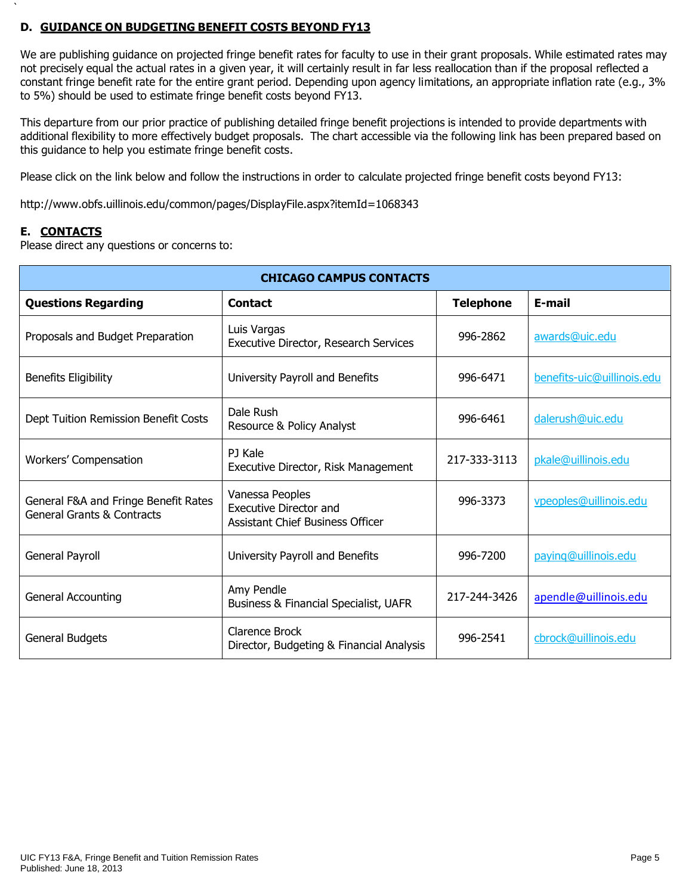## D. GUIDANCE ON BUDGETING BENEFIT COSTS BEYOND FY13

We are publishing guidance on projected fringe benefit rates for faculty to use in their grant proposals. While estimated rates may not precisely equal the actual rates in a given year, it will certainly result in far less reallocation than if the proposal reflected a constant fringe benefit rate for the entire grant period. Depending upon agency limitations, an appropriate inflation rate (e.g., 3% to 5%) should be used to estimate fringe benefit costs beyond FY13.

This departure from our prior practice of publishing detailed fringe benefit projections is intended to provide departments with additional flexibility to more effectively budget proposals. The chart accessible via the following link has been prepared based on this guidance to help you estimate fringe benefit costs.

Please click on the link below and follow the instructions in order to calculate projected fringe benefit costs beyond FY13:

http://www.obfs.uillinois.edu/common/pages/DisplayFile.aspx?itemId=1068343

## E. CONTACTS

Please direct any questions or concerns to:

| CHICAGO CAMPUS CONTACTS | | | |
|---|---|---|---|
| **Questions Regarding** | **Contact** | **Telephone** | **E-mail** |
| Proposals and Budget Preparation | Luis Vargas<br>Executive Director, Research Services | 996-2862 | awards@uic.edu |
| Benefits Eligibility | University Payroll and Benefits | 996-6471 | benefits-uic@uillinois.edu |
| Dept Tuition Remission Benefit Costs | Dale Rush<br>Resource & Policy Analyst | 996-6461 | dalerush@uic.edu |
| Workers' Compensation | PJ Kale<br>Executive Director, Risk Management | 217-333-3113 | pkale@uillinois.edu |
| General F&A and Fringe Benefit Rates<br>General Grants & Contracts | Vanessa Peoples<br>Executive Director and<br>Assistant Chief Business Officer | 996-3373 | vpeoples@uillinois.edu |
| General Payroll | University Payroll and Benefits | 996-7200 | payinq@uillinois.edu |
| General Accounting | Amy Pendle<br>Business & Financial Specialist, UAFR | 217-244-3426 | apendle@uillinois.edu |
| General Budgets | Clarence Brock<br>Director, Budgeting & Financial Analysis | 996-2541 | cbrock@uillinois.edu |